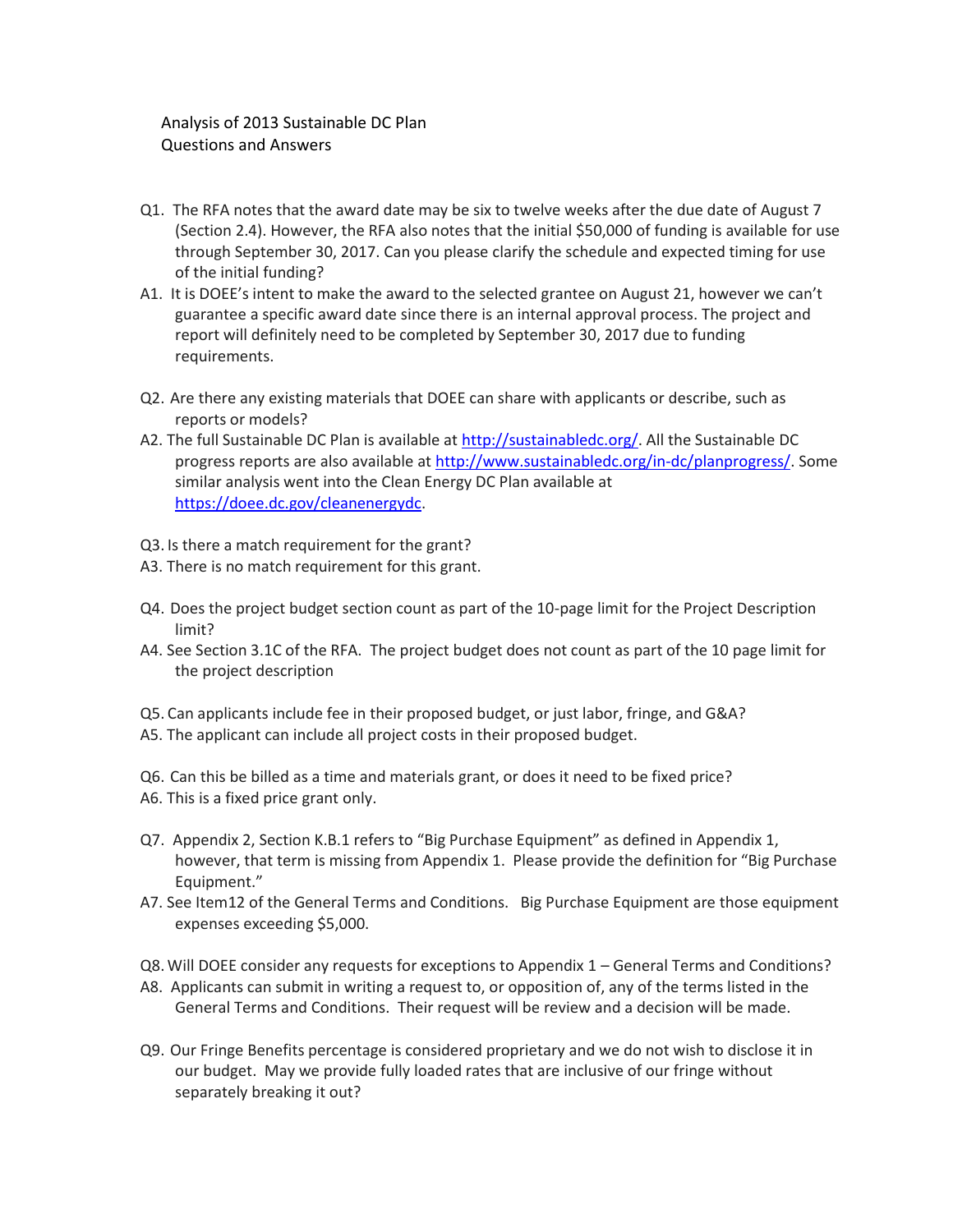Analysis of 2013 Sustainable DC Plan
Questions and Answers

Q1. The RFA notes that the award date may be six to twelve weeks after the due date of August 7 (Section 2.4). However, the RFA also notes that the initial $50,000 of funding is available for use through September 30, 2017. Can you please clarify the schedule and expected timing for use of the initial funding?

A1. It is DOEE's intent to make the award to the selected grantee on August 21, however we can't guarantee a specific award date since there is an internal approval process. The project and report will definitely need to be completed by September 30, 2017 due to funding requirements.

Q2. Are there any existing materials that DOEE can share with applicants or describe, such as reports or models?

A2. The full Sustainable DC Plan is available at [http://sustainabledc.org/](http://sustainabledc.org/). All the Sustainable DC progress reports are also available at [http://www.sustainabledc.org/in-dc/planprogress/](http://www.sustainabledc.org/in-dc/planprogress/). Some similar analysis went into the Clean Energy DC Plan available at [https://doee.dc.gov/cleanenergydc](https://doee.dc.gov/cleanenergydc).

Q3. Is there a match requirement for the grant?

A3. There is no match requirement for this grant.

Q4. Does the project budget section count as part of the 10-page limit for the Project Description limit?

A4. See Section 3.1C of the RFA. The project budget does not count as part of the 10 page limit for the project description

Q5. Can applicants include fee in their proposed budget, or just labor, fringe, and G&A?

A5. The applicant can include all project costs in their proposed budget.

Q6. Can this be billed as a time and materials grant, or does it need to be fixed price?

A6. This is a fixed price grant only.

Q7. Appendix 2, Section K.B.1 refers to "Big Purchase Equipment" as defined in Appendix 1, however, that term is missing from Appendix 1. Please provide the definition for "Big Purchase Equipment."

A7. See Item12 of the General Terms and Conditions. Big Purchase Equipment are those equipment expenses exceeding $5,000.

Q8. Will DOEE consider any requests for exceptions to Appendix 1 – General Terms and Conditions?

A8. Applicants can submit in writing a request to, or opposition of, any of the terms listed in the General Terms and Conditions. Their request will be review and a decision will be made.

Q9. Our Fringe Benefits percentage is considered proprietary and we do not wish to disclose it in our budget. May we provide fully loaded rates that are inclusive of our fringe without separately breaking it out?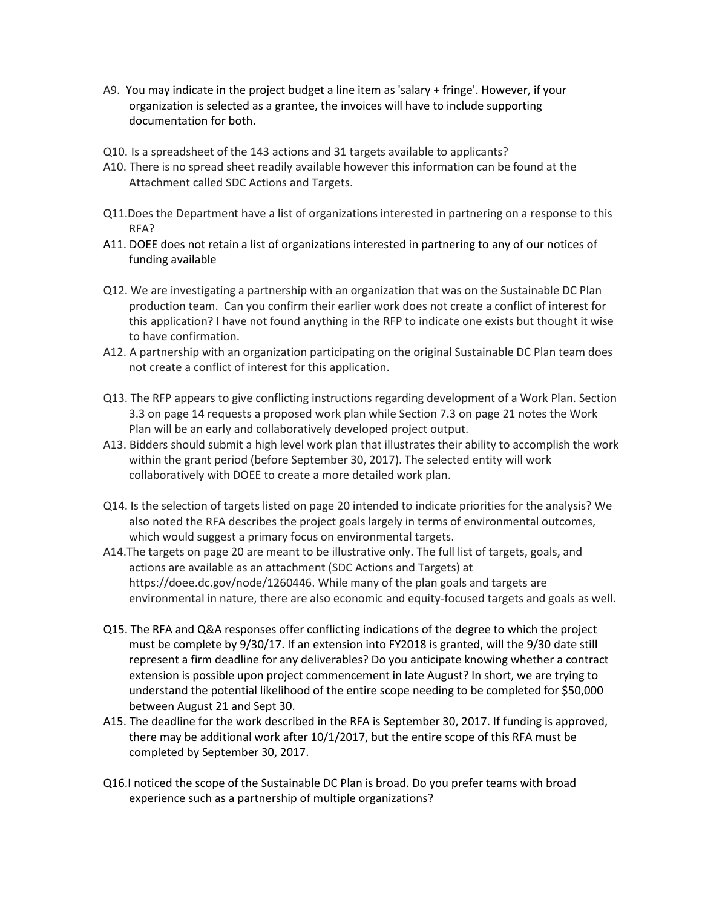A9. You may indicate in the project budget a line item as 'salary + fringe'. However, if your organization is selected as a grantee, the invoices will have to include supporting documentation for both.

Q10. Is a spreadsheet of the 143 actions and 31 targets available to applicants?

A10. There is no spread sheet readily available however this information can be found at the Attachment called SDC Actions and Targets.

Q11.Does the Department have a list of organizations interested in partnering on a response to this RFA?

A11. DOEE does not retain a list of organizations interested in partnering to any of our notices of funding available

Q12. We are investigating a partnership with an organization that was on the Sustainable DC Plan production team. Can you confirm their earlier work does not create a conflict of interest for this application? I have not found anything in the RFP to indicate one exists but thought it wise to have confirmation.

A12. A partnership with an organization participating on the original Sustainable DC Plan team does not create a conflict of interest for this application.

Q13. The RFP appears to give conflicting instructions regarding development of a Work Plan. Section 3.3 on page 14 requests a proposed work plan while Section 7.3 on page 21 notes the Work Plan will be an early and collaboratively developed project output.

A13. Bidders should submit a high level work plan that illustrates their ability to accomplish the work within the grant period (before September 30, 2017). The selected entity will work collaboratively with DOEE to create a more detailed work plan.

Q14. Is the selection of targets listed on page 20 intended to indicate priorities for the analysis? We also noted the RFA describes the project goals largely in terms of environmental outcomes, which would suggest a primary focus on environmental targets.

A14.The targets on page 20 are meant to be illustrative only. The full list of targets, goals, and actions are available as an attachment (SDC Actions and Targets) at https://doee.dc.gov/node/1260446. While many of the plan goals and targets are environmental in nature, there are also economic and equity-focused targets and goals as well.

Q15. The RFA and Q&A responses offer conflicting indications of the degree to which the project must be complete by 9/30/17. If an extension into FY2018 is granted, will the 9/30 date still represent a firm deadline for any deliverables? Do you anticipate knowing whether a contract extension is possible upon project commencement in late August? In short, we are trying to understand the potential likelihood of the entire scope needing to be completed for $50,000 between August 21 and Sept 30.

A15. The deadline for the work described in the RFA is September 30, 2017. If funding is approved, there may be additional work after 10/1/2017, but the entire scope of this RFA must be completed by September 30, 2017.

Q16.I noticed the scope of the Sustainable DC Plan is broad. Do you prefer teams with broad experience such as a partnership of multiple organizations?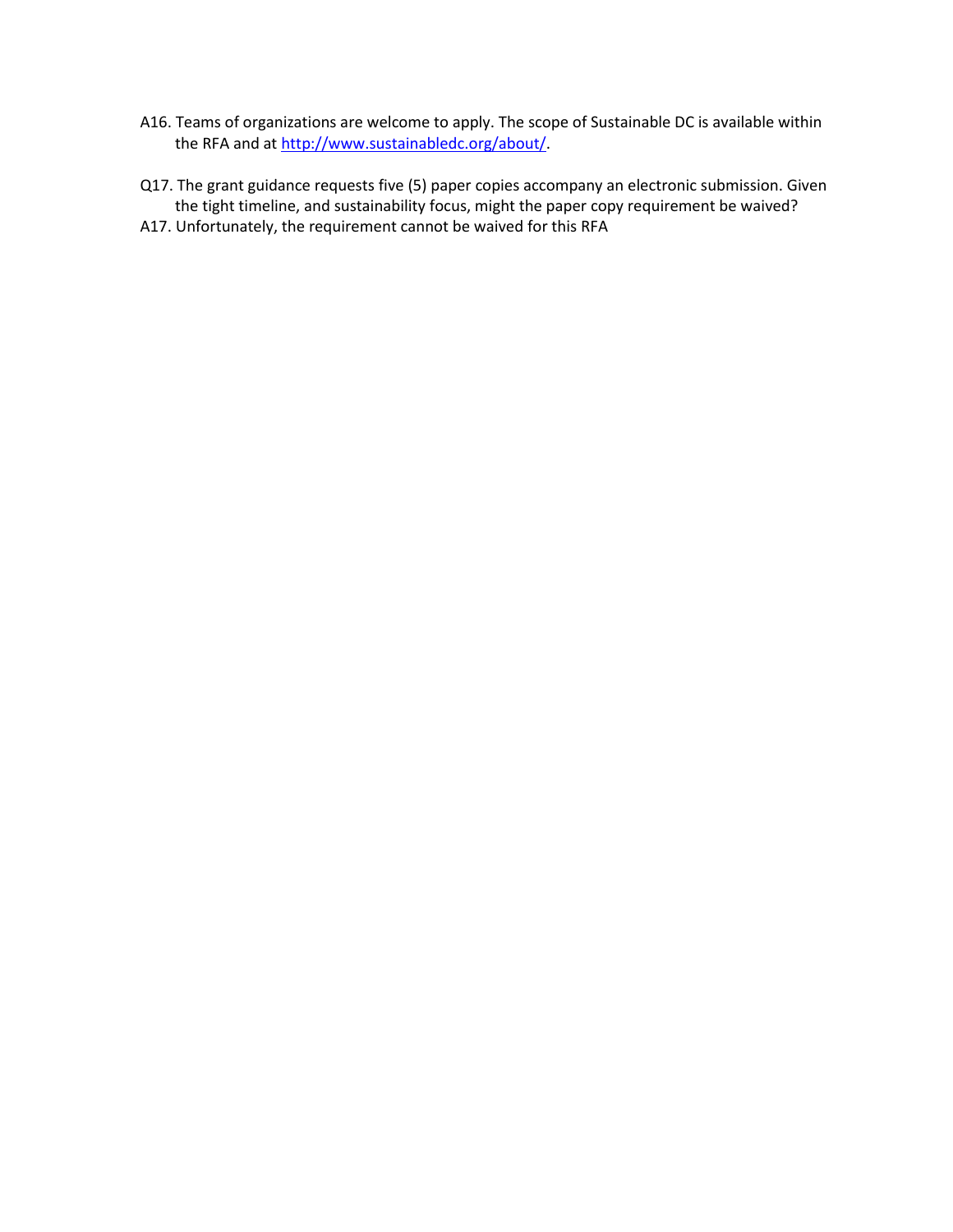A16. Teams of organizations are welcome to apply. The scope of Sustainable DC is available within the RFA and at http://www.sustainabledc.org/about/.

Q17. The grant guidance requests five (5) paper copies accompany an electronic submission. Given the tight timeline, and sustainability focus, might the paper copy requirement be waived?

A17. Unfortunately, the requirement cannot be waived for this RFA